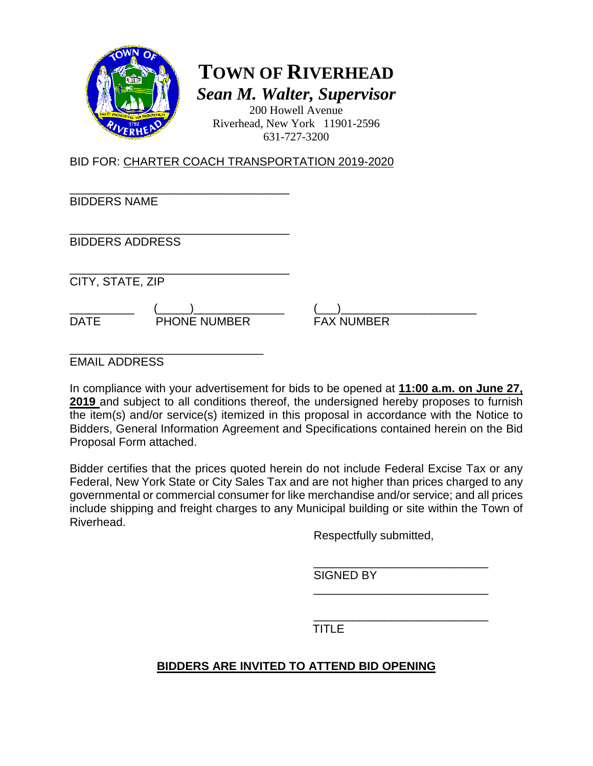# TOWN OF RIVERHEAD

***Sean M. Walter, Supervisor***

200 Howell Avenue
Riverhead, New York 11901-2596
631-727-3200

BID FOR: CHARTER COACH TRANSPORTATION 2019-2020

___________________________________
BIDDERS NAME

___________________________________
BIDDERS ADDRESS

___________________________________
CITY, STATE, ZIP

__________ (_____)_____________ (___)____________________
DATE PHONE NUMBER FAX NUMBER

______________________________
EMAIL ADDRESS

In compliance with your advertisement for bids to be opened at **11:00 a.m. on June 27, 2019** and subject to all conditions thereof, the undersigned hereby proposes to furnish the item(s) and/or service(s) itemized in this proposal in accordance with the Notice to Bidders, General Information Agreement and Specifications contained herein on the Bid Proposal Form attached.

Bidder certifies that the prices quoted herein do not include Federal Excise Tax or any Federal, New York State or City Sales Tax and are not higher than prices charged to any governmental or commercial consumer for like merchandise and/or service; and all prices include shipping and freight charges to any Municipal building or site within the Town of Riverhead.

Respectfully submitted,

___________________________
SIGNED BY

___________________________

___________________________
TITLE

**BIDDERS ARE INVITED TO ATTEND BID OPENING**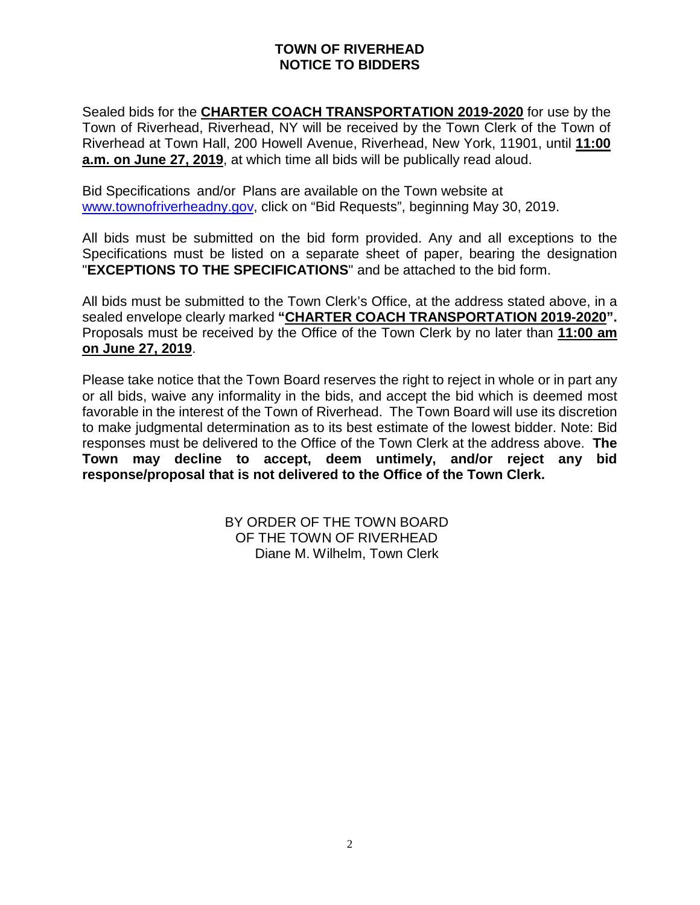# TOWN OF RIVERHEAD
# NOTICE TO BIDDERS

Sealed bids for the **CHARTER COACH TRANSPORTATION 2019-2020** for use by the Town of Riverhead, Riverhead, NY will be received by the Town Clerk of the Town of Riverhead at Town Hall, 200 Howell Avenue, Riverhead, New York, 11901, until **11:00 a.m. on June 27, 2019**, at which time all bids will be publically read aloud.

Bid Specifications and/or Plans are available on the Town website at www.townofriverheadny.gov, click on "Bid Requests", beginning May 30, 2019.

All bids must be submitted on the bid form provided. Any and all exceptions to the Specifications must be listed on a separate sheet of paper, bearing the designation "**EXCEPTIONS TO THE SPECIFICATIONS**" and be attached to the bid form.

All bids must be submitted to the Town Clerk's Office, at the address stated above, in a sealed envelope clearly marked **"CHARTER COACH TRANSPORTATION 2019-2020".** Proposals must be received by the Office of the Town Clerk by no later than **11:00 am on June 27, 2019**.

Please take notice that the Town Board reserves the right to reject in whole or in part any or all bids, waive any informality in the bids, and accept the bid which is deemed most favorable in the interest of the Town of Riverhead. The Town Board will use its discretion to make judgmental determination as to its best estimate of the lowest bidder. Note: Bid responses must be delivered to the Office of the Town Clerk at the address above. **The Town may decline to accept, deem untimely, and/or reject any bid response/proposal that is not delivered to the Office of the Town Clerk.**

BY ORDER OF THE TOWN BOARD
OF THE TOWN OF RIVERHEAD
Diane M. Wilhelm, Town Clerk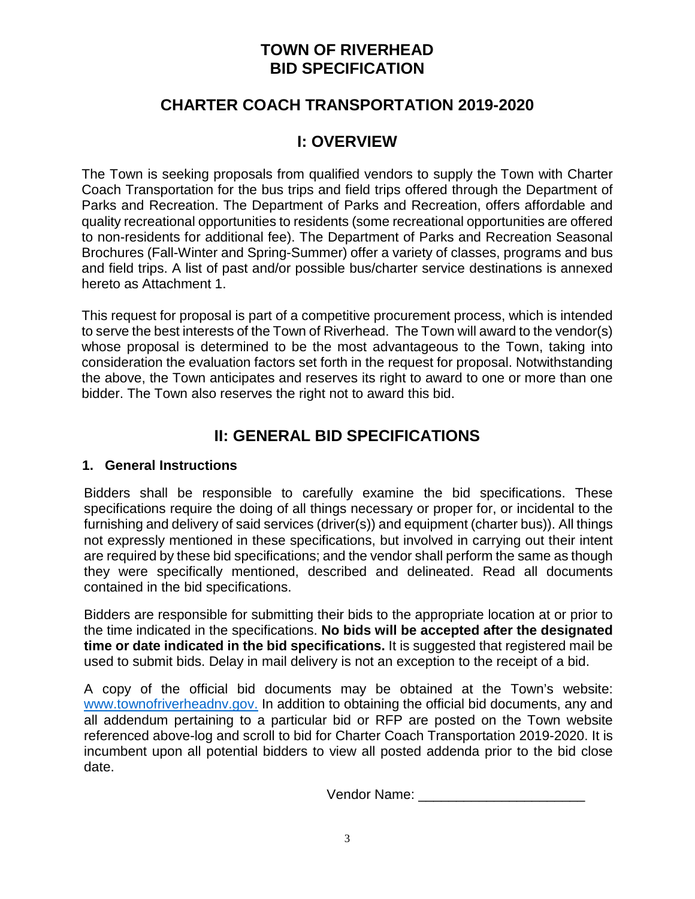# TOWN OF RIVERHEAD
# BID SPECIFICATION

## CHARTER COACH TRANSPORTATION 2019-2020

## I: OVERVIEW

The Town is seeking proposals from qualified vendors to supply the Town with Charter Coach Transportation for the bus trips and field trips offered through the Department of Parks and Recreation. The Department of Parks and Recreation, offers affordable and quality recreational opportunities to residents (some recreational opportunities are offered to non-residents for additional fee). The Department of Parks and Recreation Seasonal Brochures (Fall-Winter and Spring-Summer) offer a variety of classes, programs and bus and field trips. A list of past and/or possible bus/charter service destinations is annexed hereto as Attachment 1.

This request for proposal is part of a competitive procurement process, which is intended to serve the best interests of the Town of Riverhead. The Town will award to the vendor(s) whose proposal is determined to be the most advantageous to the Town, taking into consideration the evaluation factors set forth in the request for proposal. Notwithstanding the above, the Town anticipates and reserves its right to award to one or more than one bidder. The Town also reserves the right not to award this bid.

## II: GENERAL BID SPECIFICATIONS

### 1. General Instructions

Bidders shall be responsible to carefully examine the bid specifications. These specifications require the doing of all things necessary or proper for, or incidental to the furnishing and delivery of said services (driver(s)) and equipment (charter bus)). All things not expressly mentioned in these specifications, but involved in carrying out their intent are required by these bid specifications; and the vendor shall perform the same as though they were specifically mentioned, described and delineated. Read all documents contained in the bid specifications.

Bidders are responsible for submitting their bids to the appropriate location at or prior to the time indicated in the specifications. **No bids will be accepted after the designated time or date indicated in the bid specifications.** It is suggested that registered mail be used to submit bids. Delay in mail delivery is not an exception to the receipt of a bid.

A copy of the official bid documents may be obtained at the Town's website: www.townofriverheadnv.gov. In addition to obtaining the official bid documents, any and all addendum pertaining to a particular bid or RFP are posted on the Town website referenced above-log and scroll to bid for Charter Coach Transportation 2019-2020. It is incumbent upon all potential bidders to view all posted addenda prior to the bid close date.

Vendor Name: ______________________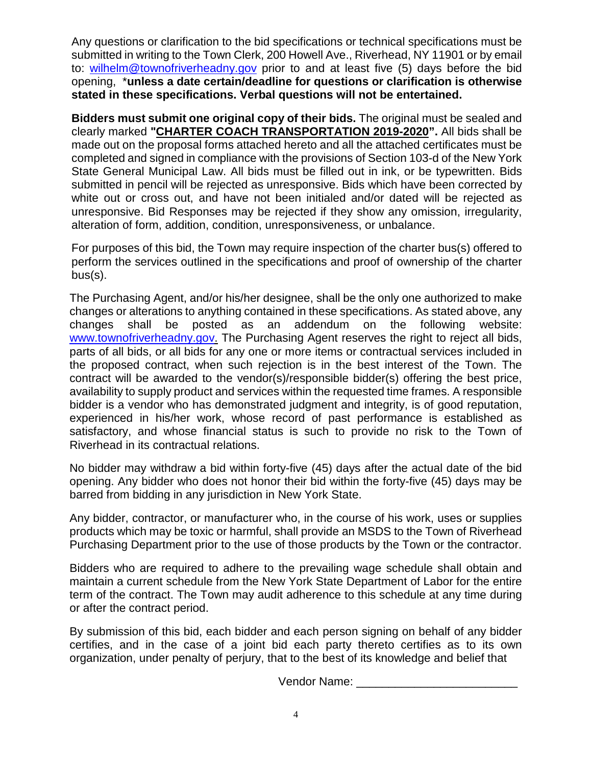Any questions or clarification to the bid specifications or technical specifications must be submitted in writing to the Town Clerk, 200 Howell Ave., Riverhead, NY 11901 or by email to: [wilhelm@townofriverheadny.gov](mailto:wilhelm@townofriverheadny.gov) prior to and at least five (5) days before the bid opening, ***unless a date certain/deadline for questions or clarification is otherwise stated in these specifications. Verbal questions will not be entertained.**

**Bidders must submit one original copy of their bids.** The original must be sealed and clearly marked **"<u>CHARTER COACH TRANSPORTATION 2019-2020</u>".** All bids shall be made out on the proposal forms attached hereto and all the attached certificates must be completed and signed in compliance with the provisions of Section 103-d of the New York State General Municipal Law. All bids must be filled out in ink, or be typewritten. Bids submitted in pencil will be rejected as unresponsive. Bids which have been corrected by white out or cross out, and have not been initialed and/or dated will be rejected as unresponsive. Bid Responses may be rejected if they show any omission, irregularity, alteration of form, addition, condition, unresponsiveness, or unbalance.

For purposes of this bid, the Town may require inspection of the charter bus(s) offered to perform the services outlined in the specifications and proof of ownership of the charter bus(s).

The Purchasing Agent, and/or his/her designee, shall be the only one authorized to make changes or alterations to anything contained in these specifications. As stated above, any changes shall be posted as an addendum on the following website: [www.townofriverheadny.gov.](http://www.townofriverheadny.gov) The Purchasing Agent reserves the right to reject all bids, parts of all bids, or all bids for any one or more items or contractual services included in the proposed contract, when such rejection is in the best interest of the Town. The contract will be awarded to the vendor(s)/responsible bidder(s) offering the best price, availability to supply product and services within the requested time frames. A responsible bidder is a vendor who has demonstrated judgment and integrity, is of good reputation, experienced in his/her work, whose record of past performance is established as satisfactory, and whose financial status is such to provide no risk to the Town of Riverhead in its contractual relations.

No bidder may withdraw a bid within forty-five (45) days after the actual date of the bid opening. Any bidder who does not honor their bid within the forty-five (45) days may be barred from bidding in any jurisdiction in New York State.

Any bidder, contractor, or manufacturer who, in the course of his work, uses or supplies products which may be toxic or harmful, shall provide an MSDS to the Town of Riverhead Purchasing Department prior to the use of those products by the Town or the contractor.

Bidders who are required to adhere to the prevailing wage schedule shall obtain and maintain a current schedule from the New York State Department of Labor for the entire term of the contract. The Town may audit adherence to this schedule at any time during or after the contract period.

By submission of this bid, each bidder and each person signing on behalf of any bidder certifies, and in the case of a joint bid each party thereto certifies as to its own organization, under penalty of perjury, that to the best of its knowledge and belief that

Vendor Name: ________________________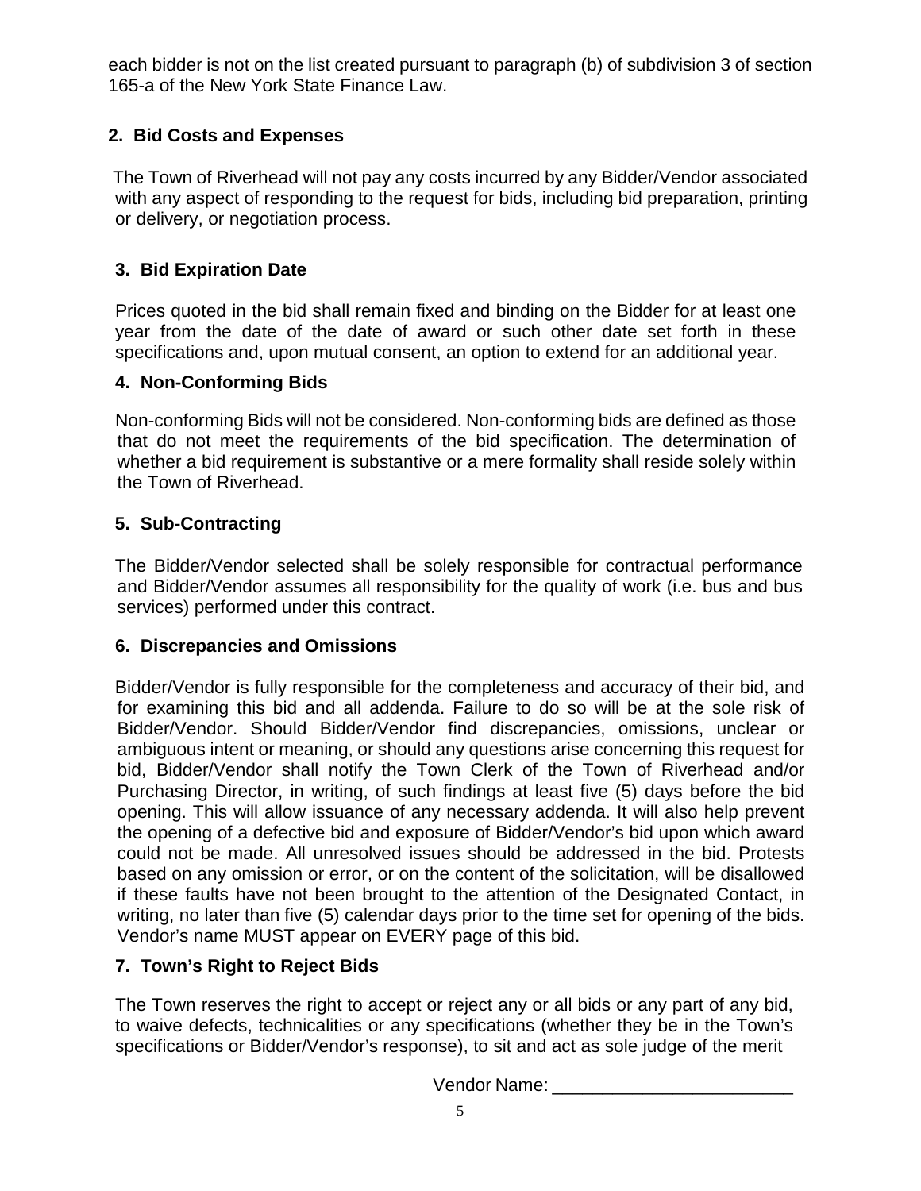each bidder is not on the list created pursuant to paragraph (b) of subdivision 3 of section 165-a of the New York State Finance Law.

## 2. Bid Costs and Expenses

The Town of Riverhead will not pay any costs incurred by any Bidder/Vendor associated with any aspect of responding to the request for bids, including bid preparation, printing or delivery, or negotiation process.

## 3. Bid Expiration Date

Prices quoted in the bid shall remain fixed and binding on the Bidder for at least one year from the date of the date of award or such other date set forth in these specifications and, upon mutual consent, an option to extend for an additional year.

## 4. Non-Conforming Bids

Non-conforming Bids will not be considered. Non-conforming bids are defined as those that do not meet the requirements of the bid specification. The determination of whether a bid requirement is substantive or a mere formality shall reside solely within the Town of Riverhead.

## 5. Sub-Contracting

The Bidder/Vendor selected shall be solely responsible for contractual performance and Bidder/Vendor assumes all responsibility for the quality of work (i.e. bus and bus services) performed under this contract.

## 6. Discrepancies and Omissions

Bidder/Vendor is fully responsible for the completeness and accuracy of their bid, and for examining this bid and all addenda. Failure to do so will be at the sole risk of Bidder/Vendor. Should Bidder/Vendor find discrepancies, omissions, unclear or ambiguous intent or meaning, or should any questions arise concerning this request for bid, Bidder/Vendor shall notify the Town Clerk of the Town of Riverhead and/or Purchasing Director, in writing, of such findings at least five (5) days before the bid opening. This will allow issuance of any necessary addenda. It will also help prevent the opening of a defective bid and exposure of Bidder/Vendor's bid upon which award could not be made. All unresolved issues should be addressed in the bid. Protests based on any omission or error, or on the content of the solicitation, will be disallowed if these faults have not been brought to the attention of the Designated Contact, in writing, no later than five (5) calendar days prior to the time set for opening of the bids. Vendor's name MUST appear on EVERY page of this bid.

## 7. Town's Right to Reject Bids

The Town reserves the right to accept or reject any or all bids or any part of any bid, to waive defects, technicalities or any specifications (whether they be in the Town's specifications or Bidder/Vendor's response), to sit and act as sole judge of the merit

Vendor Name: ________________________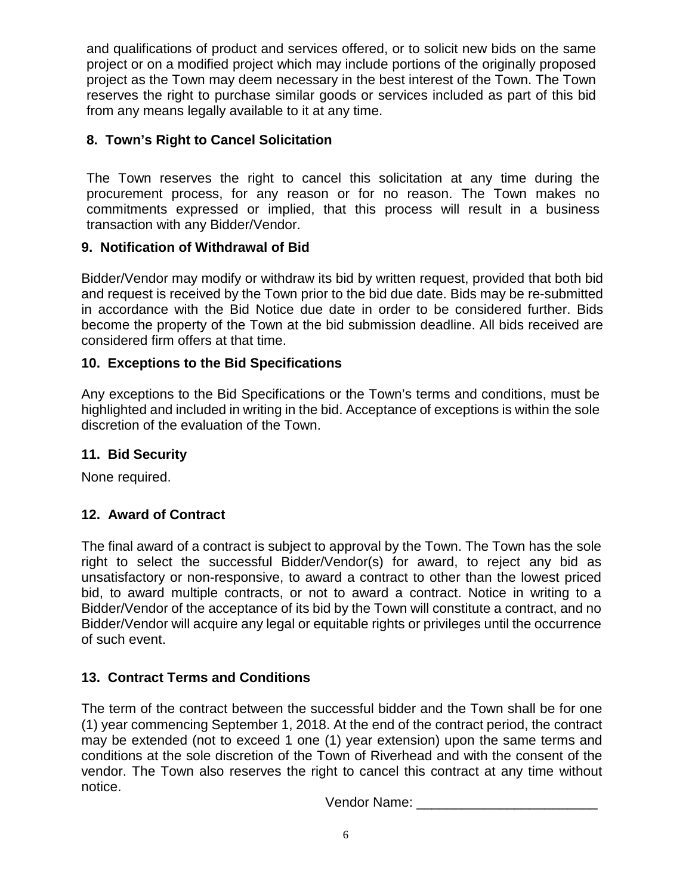and qualifications of product and services offered, or to solicit new bids on the same project or on a modified project which may include portions of the originally proposed project as the Town may deem necessary in the best interest of the Town. The Town reserves the right to purchase similar goods or services included as part of this bid from any means legally available to it at any time.

## 8. Town's Right to Cancel Solicitation

The Town reserves the right to cancel this solicitation at any time during the procurement process, for any reason or for no reason. The Town makes no commitments expressed or implied, that this process will result in a business transaction with any Bidder/Vendor.

## 9. Notification of Withdrawal of Bid

Bidder/Vendor may modify or withdraw its bid by written request, provided that both bid and request is received by the Town prior to the bid due date. Bids may be re-submitted in accordance with the Bid Notice due date in order to be considered further. Bids become the property of the Town at the bid submission deadline. All bids received are considered firm offers at that time.

## 10. Exceptions to the Bid Specifications

Any exceptions to the Bid Specifications or the Town's terms and conditions, must be highlighted and included in writing in the bid. Acceptance of exceptions is within the sole discretion of the evaluation of the Town.

## 11. Bid Security

None required.

## 12. Award of Contract

The final award of a contract is subject to approval by the Town. The Town has the sole right to select the successful Bidder/Vendor(s) for award, to reject any bid as unsatisfactory or non-responsive, to award a contract to other than the lowest priced bid, to award multiple contracts, or not to award a contract. Notice in writing to a Bidder/Vendor of the acceptance of its bid by the Town will constitute a contract, and no Bidder/Vendor will acquire any legal or equitable rights or privileges until the occurrence of such event.

## 13. Contract Terms and Conditions

The term of the contract between the successful bidder and the Town shall be for one (1) year commencing September 1, 2018. At the end of the contract period, the contract may be extended (not to exceed 1 one (1) year extension) upon the same terms and conditions at the sole discretion of the Town of Riverhead and with the consent of the vendor. The Town also reserves the right to cancel this contract at any time without notice.

Vendor Name: ________________________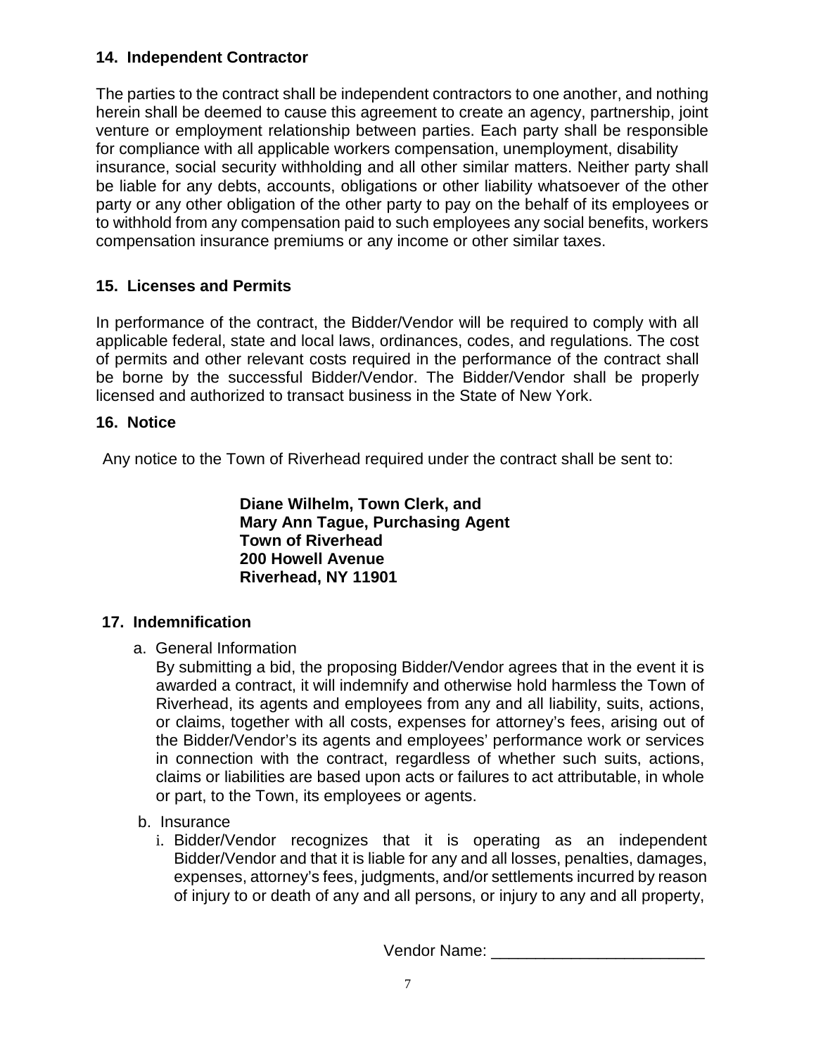## 14. Independent Contractor

The parties to the contract shall be independent contractors to one another, and nothing herein shall be deemed to cause this agreement to create an agency, partnership, joint venture or employment relationship between parties. Each party shall be responsible for compliance with all applicable workers compensation, unemployment, disability insurance, social security withholding and all other similar matters. Neither party shall be liable for any debts, accounts, obligations or other liability whatsoever of the other party or any other obligation of the other party to pay on the behalf of its employees or to withhold from any compensation paid to such employees any social benefits, workers compensation insurance premiums or any income or other similar taxes.

## 15. Licenses and Permits

In performance of the contract, the Bidder/Vendor will be required to comply with all applicable federal, state and local laws, ordinances, codes, and regulations. The cost of permits and other relevant costs required in the performance of the contract shall be borne by the successful Bidder/Vendor. The Bidder/Vendor shall be properly licensed and authorized to transact business in the State of New York.

## 16. Notice

Any notice to the Town of Riverhead required under the contract shall be sent to:

**Diane Wilhelm, Town Clerk, and**
**Mary Ann Tague, Purchasing Agent**
**Town of Riverhead**
**200 Howell Avenue**
**Riverhead, NY 11901**

## 17. Indemnification

a. General Information

   By submitting a bid, the proposing Bidder/Vendor agrees that in the event it is awarded a contract, it will indemnify and otherwise hold harmless the Town of Riverhead, its agents and employees from any and all liability, suits, actions, or claims, together with all costs, expenses for attorney's fees, arising out of the Bidder/Vendor's its agents and employees' performance work or services in connection with the contract, regardless of whether such suits, actions, claims or liabilities are based upon acts or failures to act attributable, in whole or part, to the Town, its employees or agents.

b. Insurance

   i. Bidder/Vendor recognizes that it is operating as an independent Bidder/Vendor and that it is liable for any and all losses, penalties, damages, expenses, attorney's fees, judgments, and/or settlements incurred by reason of injury to or death of any and all persons, or injury to any and all property,

Vendor Name: ________________________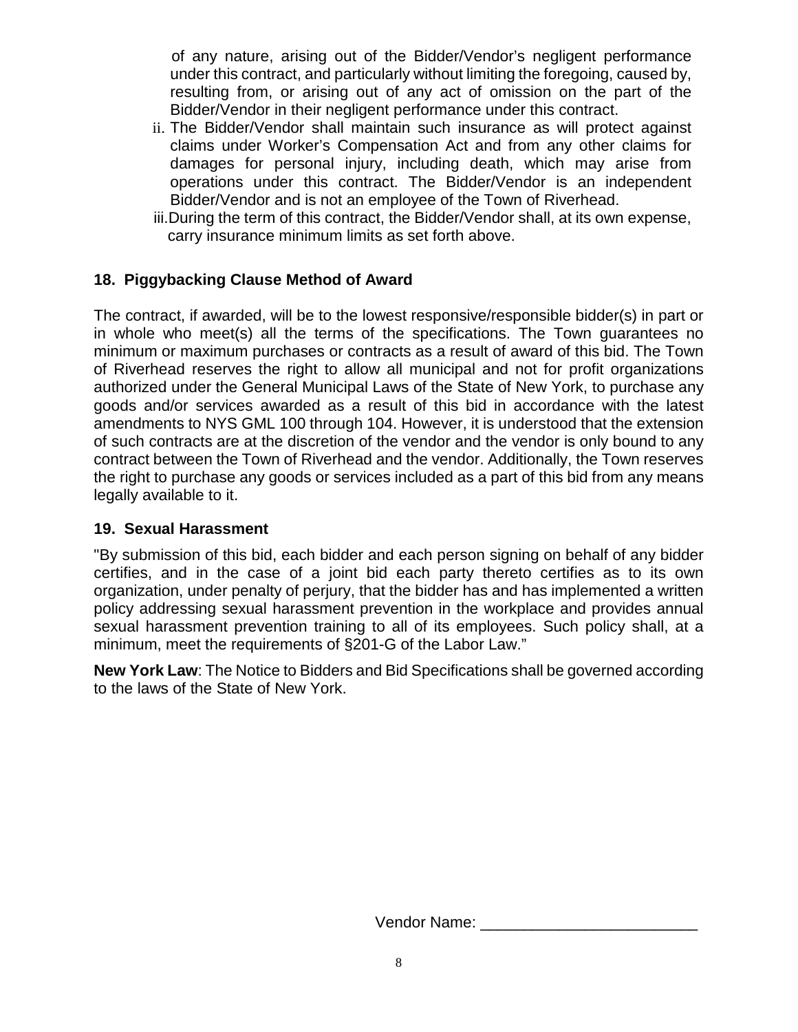of any nature, arising out of the Bidder/Vendor's negligent performance under this contract, and particularly without limiting the foregoing, caused by, resulting from, or arising out of any act of omission on the part of the Bidder/Vendor in their negligent performance under this contract.

ii. The Bidder/Vendor shall maintain such insurance as will protect against claims under Worker's Compensation Act and from any other claims for damages for personal injury, including death, which may arise from operations under this contract. The Bidder/Vendor is an independent Bidder/Vendor and is not an employee of the Town of Riverhead.

iii. During the term of this contract, the Bidder/Vendor shall, at its own expense, carry insurance minimum limits as set forth above.

## 18. Piggybacking Clause Method of Award

The contract, if awarded, will be to the lowest responsive/responsible bidder(s) in part or in whole who meet(s) all the terms of the specifications. The Town guarantees no minimum or maximum purchases or contracts as a result of award of this bid. The Town of Riverhead reserves the right to allow all municipal and not for profit organizations authorized under the General Municipal Laws of the State of New York, to purchase any goods and/or services awarded as a result of this bid in accordance with the latest amendments to NYS GML 100 through 104. However, it is understood that the extension of such contracts are at the discretion of the vendor and the vendor is only bound to any contract between the Town of Riverhead and the vendor. Additionally, the Town reserves the right to purchase any goods or services included as a part of this bid from any means legally available to it.

## 19. Sexual Harassment

"By submission of this bid, each bidder and each person signing on behalf of any bidder certifies, and in the case of a joint bid each party thereto certifies as to its own organization, under penalty of perjury, that the bidder has and has implemented a written policy addressing sexual harassment prevention in the workplace and provides annual sexual harassment prevention training to all of its employees. Such policy shall, at a minimum, meet the requirements of §201-G of the Labor Law."

**New York Law**: The Notice to Bidders and Bid Specifications shall be governed according to the laws of the State of New York.

Vendor Name: _________________________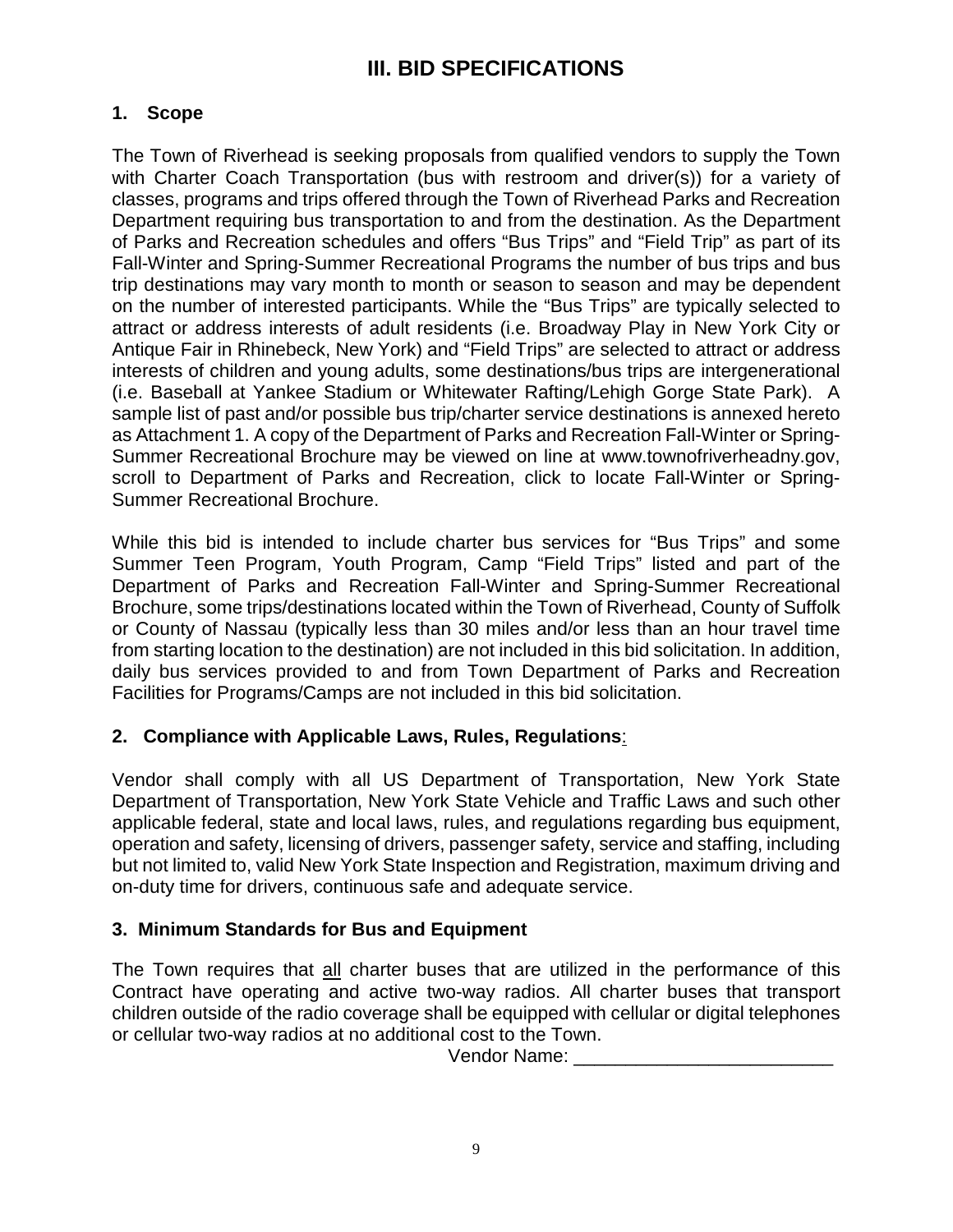# III. BID SPECIFICATIONS

### 1. Scope

The Town of Riverhead is seeking proposals from qualified vendors to supply the Town with Charter Coach Transportation (bus with restroom and driver(s)) for a variety of classes, programs and trips offered through the Town of Riverhead Parks and Recreation Department requiring bus transportation to and from the destination. As the Department of Parks and Recreation schedules and offers "Bus Trips" and "Field Trip" as part of its Fall-Winter and Spring-Summer Recreational Programs the number of bus trips and bus trip destinations may vary month to month or season to season and may be dependent on the number of interested participants. While the "Bus Trips" are typically selected to attract or address interests of adult residents (i.e. Broadway Play in New York City or Antique Fair in Rhinebeck, New York) and "Field Trips" are selected to attract or address interests of children and young adults, some destinations/bus trips are intergenerational (i.e. Baseball at Yankee Stadium or Whitewater Rafting/Lehigh Gorge State Park). A sample list of past and/or possible bus trip/charter service destinations is annexed hereto as Attachment 1. A copy of the Department of Parks and Recreation Fall-Winter or Spring-Summer Recreational Brochure may be viewed on line at www.townofriverheadny.gov, scroll to Department of Parks and Recreation, click to locate Fall-Winter or Spring-Summer Recreational Brochure.

While this bid is intended to include charter bus services for "Bus Trips" and some Summer Teen Program, Youth Program, Camp "Field Trips" listed and part of the Department of Parks and Recreation Fall-Winter and Spring-Summer Recreational Brochure, some trips/destinations located within the Town of Riverhead, County of Suffolk or County of Nassau (typically less than 30 miles and/or less than an hour travel time from starting location to the destination) are not included in this bid solicitation. In addition, daily bus services provided to and from Town Department of Parks and Recreation Facilities for Programs/Camps are not included in this bid solicitation.

### 2. Compliance with Applicable Laws, Rules, Regulations:

Vendor shall comply with all US Department of Transportation, New York State Department of Transportation, New York State Vehicle and Traffic Laws and such other applicable federal, state and local laws, rules, and regulations regarding bus equipment, operation and safety, licensing of drivers, passenger safety, service and staffing, including but not limited to, valid New York State Inspection and Registration, maximum driving and on-duty time for drivers, continuous safe and adequate service.

### 3. Minimum Standards for Bus and Equipment

The Town requires that all charter buses that are utilized in the performance of this Contract have operating and active two-way radios. All charter buses that transport children outside of the radio coverage shall be equipped with cellular or digital telephones or cellular two-way radios at no additional cost to the Town.

Vendor Name: ___________________________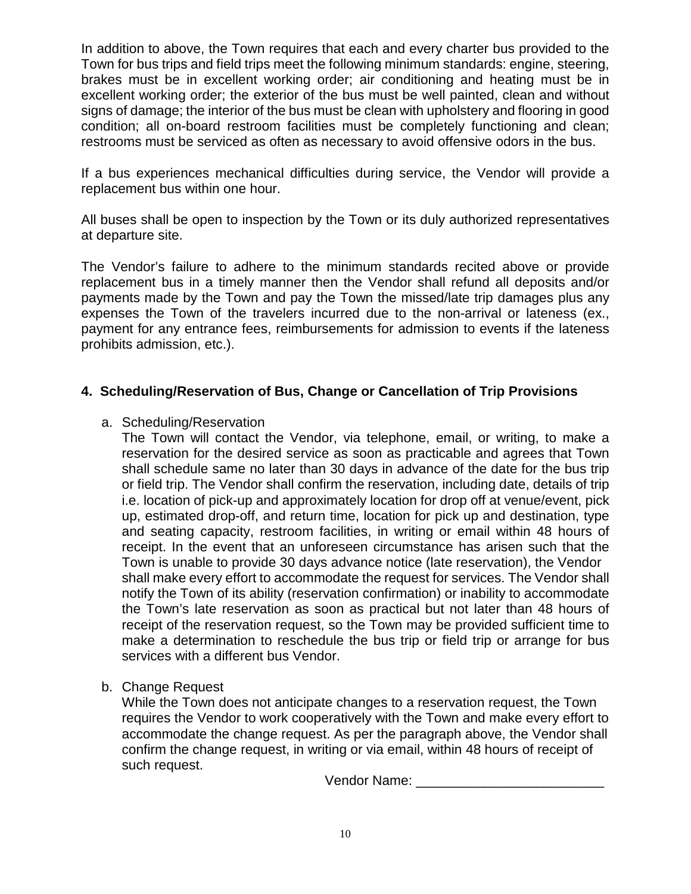In addition to above, the Town requires that each and every charter bus provided to the Town for bus trips and field trips meet the following minimum standards: engine, steering, brakes must be in excellent working order; air conditioning and heating must be in excellent working order; the exterior of the bus must be well painted, clean and without signs of damage; the interior of the bus must be clean with upholstery and flooring in good condition; all on-board restroom facilities must be completely functioning and clean; restrooms must be serviced as often as necessary to avoid offensive odors in the bus.

If a bus experiences mechanical difficulties during service, the Vendor will provide a replacement bus within one hour.

All buses shall be open to inspection by the Town or its duly authorized representatives at departure site.

The Vendor's failure to adhere to the minimum standards recited above or provide replacement bus in a timely manner then the Vendor shall refund all deposits and/or payments made by the Town and pay the Town the missed/late trip damages plus any expenses the Town of the travelers incurred due to the non-arrival or lateness (ex., payment for any entrance fees, reimbursements for admission to events if the lateness prohibits admission, etc.).

**4. Scheduling/Reservation of Bus, Change or Cancellation of Trip Provisions**

a. Scheduling/Reservation
   The Town will contact the Vendor, via telephone, email, or writing, to make a reservation for the desired service as soon as practicable and agrees that Town shall schedule same no later than 30 days in advance of the date for the bus trip or field trip. The Vendor shall confirm the reservation, including date, details of trip i.e. location of pick-up and approximately location for drop off at venue/event, pick up, estimated drop-off, and return time, location for pick up and destination, type and seating capacity, restroom facilities, in writing or email within 48 hours of receipt. In the event that an unforeseen circumstance has arisen such that the Town is unable to provide 30 days advance notice (late reservation), the Vendor shall make every effort to accommodate the request for services. The Vendor shall notify the Town of its ability (reservation confirmation) or inability to accommodate the Town's late reservation as soon as practical but not later than 48 hours of receipt of the reservation request, so the Town may be provided sufficient time to make a determination to reschedule the bus trip or field trip or arrange for bus services with a different bus Vendor.

b. Change Request
   While the Town does not anticipate changes to a reservation request, the Town requires the Vendor to work cooperatively with the Town and make every effort to accommodate the change request. As per the paragraph above, the Vendor shall confirm the change request, in writing or via email, within 48 hours of receipt of such request.

Vendor Name: _________________________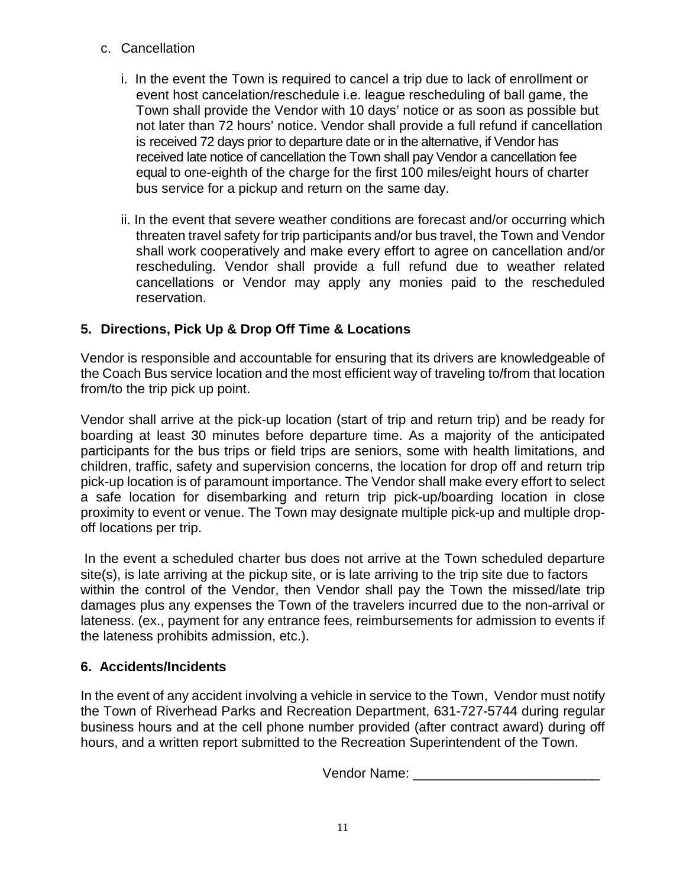c. Cancellation

   i. In the event the Town is required to cancel a trip due to lack of enrollment or event host cancelation/reschedule i.e. league rescheduling of ball game, the Town shall provide the Vendor with 10 days' notice or as soon as possible but not later than 72 hours' notice. Vendor shall provide a full refund if cancellation is received 72 days prior to departure date or in the alternative, if Vendor has received late notice of cancellation the Town shall pay Vendor a cancellation fee equal to one-eighth of the charge for the first 100 miles/eight hours of charter bus service for a pickup and return on the same day.

   ii. In the event that severe weather conditions are forecast and/or occurring which threaten travel safety for trip participants and/or bus travel, the Town and Vendor shall work cooperatively and make every effort to agree on cancellation and/or rescheduling. Vendor shall provide a full refund due to weather related cancellations or Vendor may apply any monies paid to the rescheduled reservation.

## 5. Directions, Pick Up & Drop Off Time & Locations

Vendor is responsible and accountable for ensuring that its drivers are knowledgeable of the Coach Bus service location and the most efficient way of traveling to/from that location from/to the trip pick up point.

Vendor shall arrive at the pick-up location (start of trip and return trip) and be ready for boarding at least 30 minutes before departure time. As a majority of the anticipated participants for the bus trips or field trips are seniors, some with health limitations, and children, traffic, safety and supervision concerns, the location for drop off and return trip pick-up location is of paramount importance. The Vendor shall make every effort to select a safe location for disembarking and return trip pick-up/boarding location in close proximity to event or venue. The Town may designate multiple pick-up and multiple drop-off locations per trip.

In the event a scheduled charter bus does not arrive at the Town scheduled departure site(s), is late arriving at the pickup site, or is late arriving to the trip site due to factors within the control of the Vendor, then Vendor shall pay the Town the missed/late trip damages plus any expenses the Town of the travelers incurred due to the non-arrival or lateness. (ex., payment for any entrance fees, reimbursements for admission to events if the lateness prohibits admission, etc.).

## 6. Accidents/Incidents

In the event of any accident involving a vehicle in service to the Town, Vendor must notify the Town of Riverhead Parks and Recreation Department, 631-727-5744 during regular business hours and at the cell phone number provided (after contract award) during off hours, and a written report submitted to the Recreation Superintendent of the Town.

Vendor Name: _________________________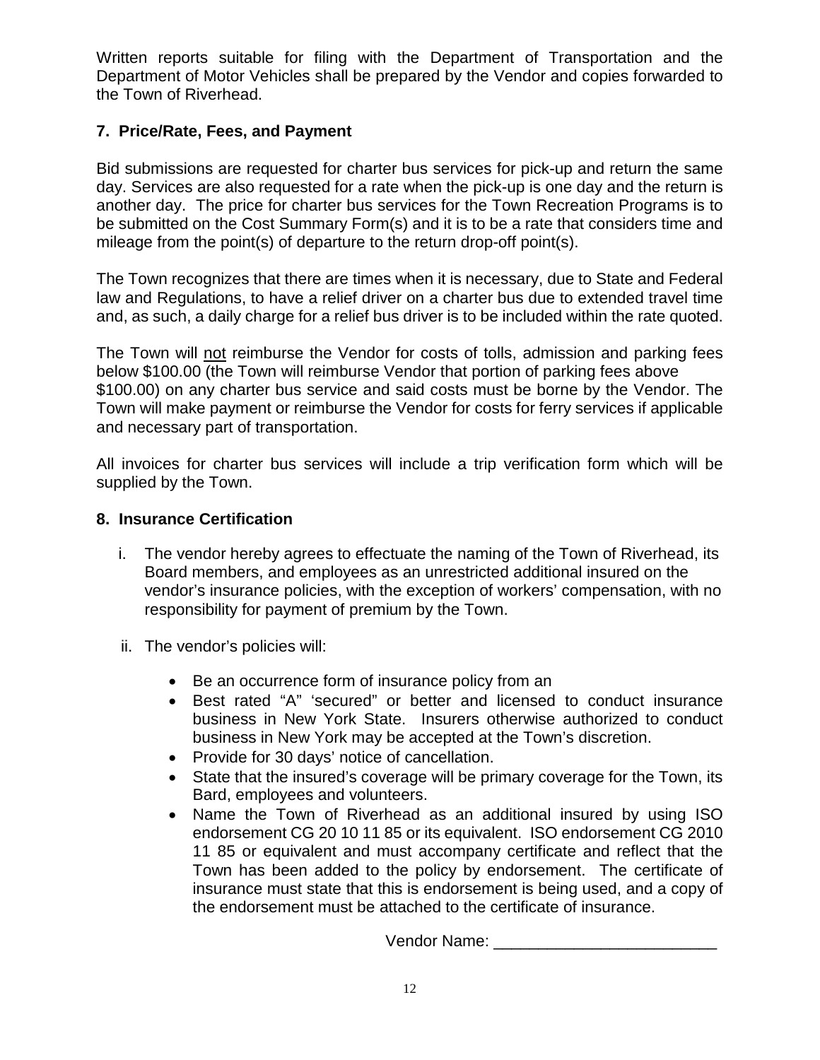Written reports suitable for filing with the Department of Transportation and the Department of Motor Vehicles shall be prepared by the Vendor and copies forwarded to the Town of Riverhead.

### 7. Price/Rate, Fees, and Payment

Bid submissions are requested for charter bus services for pick-up and return the same day. Services are also requested for a rate when the pick-up is one day and the return is another day. The price for charter bus services for the Town Recreation Programs is to be submitted on the Cost Summary Form(s) and it is to be a rate that considers time and mileage from the point(s) of departure to the return drop-off point(s).

The Town recognizes that there are times when it is necessary, due to State and Federal law and Regulations, to have a relief driver on a charter bus due to extended travel time and, as such, a daily charge for a relief bus driver is to be included within the rate quoted.

The Town will <u>not</u> reimburse the Vendor for costs of tolls, admission and parking fees below $100.00 (the Town will reimburse Vendor that portion of parking fees above $100.00) on any charter bus service and said costs must be borne by the Vendor. The Town will make payment or reimburse the Vendor for costs for ferry services if applicable and necessary part of transportation.

All invoices for charter bus services will include a trip verification form which will be supplied by the Town.

### 8. Insurance Certification

i. The vendor hereby agrees to effectuate the naming of the Town of Riverhead, its Board members, and employees as an unrestricted additional insured on the vendor's insurance policies, with the exception of workers' compensation, with no responsibility for payment of premium by the Town.

ii. The vendor's policies will:

- Be an occurrence form of insurance policy from an
- Best rated "A" 'secured" or better and licensed to conduct insurance business in New York State. Insurers otherwise authorized to conduct business in New York may be accepted at the Town's discretion.
- Provide for 30 days' notice of cancellation.
- State that the insured's coverage will be primary coverage for the Town, its Bard, employees and volunteers.
- Name the Town of Riverhead as an additional insured by using ISO endorsement CG 20 10 11 85 or its equivalent. ISO endorsement CG 2010 11 85 or equivalent and must accompany certificate and reflect that the Town has been added to the policy by endorsement. The certificate of insurance must state that this is endorsement is being used, and a copy of the endorsement must be attached to the certificate of insurance.

Vendor Name: ________________________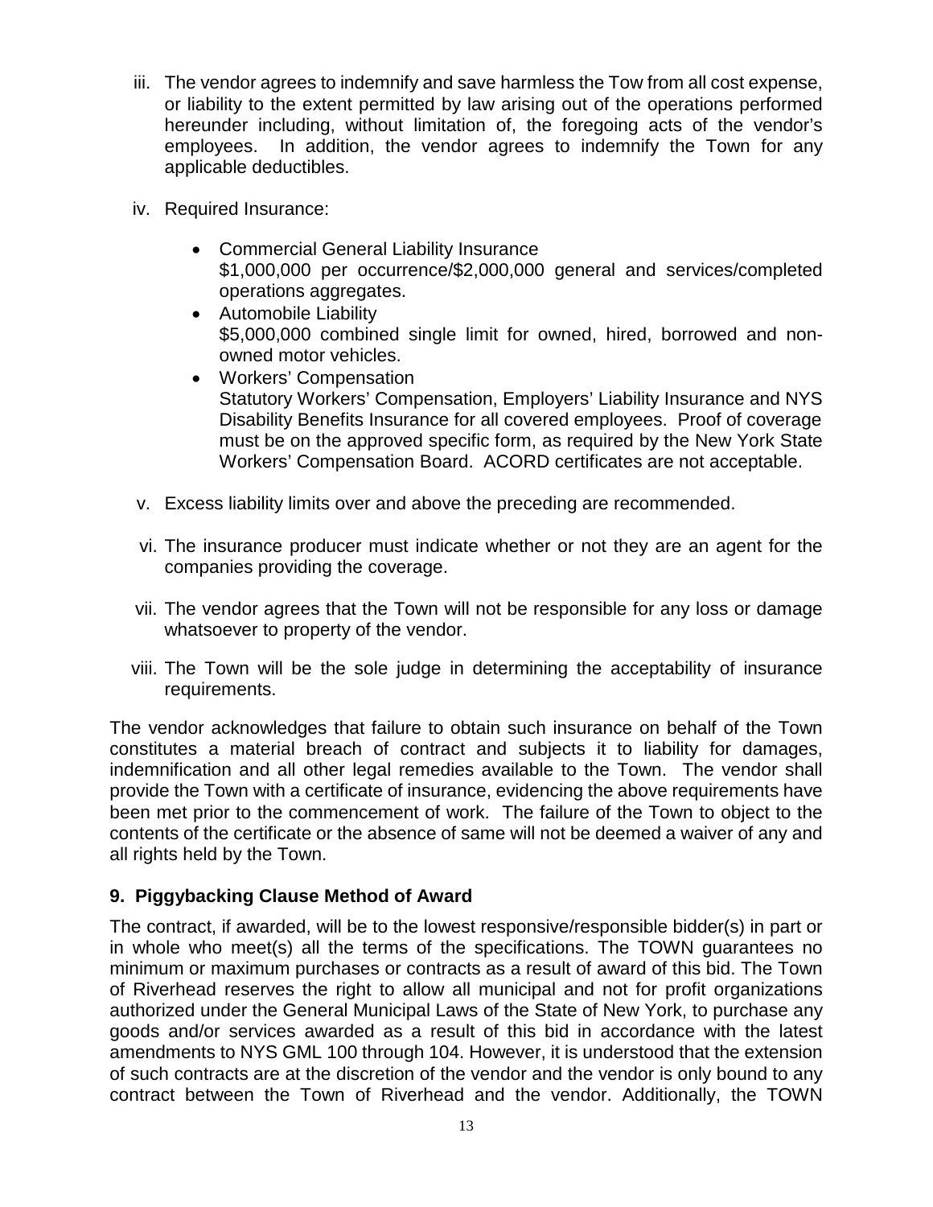iii. The vendor agrees to indemnify and save harmless the Tow from all cost expense, or liability to the extent permitted by law arising out of the operations performed hereunder including, without limitation of, the foregoing acts of the vendor's employees. In addition, the vendor agrees to indemnify the Town for any applicable deductibles.

iv. Required Insurance:

   - Commercial General Liability Insurance
     $1,000,000 per occurrence/$2,000,000 general and services/completed operations aggregates.
   - Automobile Liability
     $5,000,000 combined single limit for owned, hired, borrowed and non-owned motor vehicles.
   - Workers' Compensation
     Statutory Workers' Compensation, Employers' Liability Insurance and NYS Disability Benefits Insurance for all covered employees. Proof of coverage must be on the approved specific form, as required by the New York State Workers' Compensation Board. ACORD certificates are not acceptable.

v. Excess liability limits over and above the preceding are recommended.

vi. The insurance producer must indicate whether or not they are an agent for the companies providing the coverage.

vii. The vendor agrees that the Town will not be responsible for any loss or damage whatsoever to property of the vendor.

viii. The Town will be the sole judge in determining the acceptability of insurance requirements.

The vendor acknowledges that failure to obtain such insurance on behalf of the Town constitutes a material breach of contract and subjects it to liability for damages, indemnification and all other legal remedies available to the Town. The vendor shall provide the Town with a certificate of insurance, evidencing the above requirements have been met prior to the commencement of work. The failure of the Town to object to the contents of the certificate or the absence of same will not be deemed a waiver of any and all rights held by the Town.

### 9. Piggybacking Clause Method of Award

The contract, if awarded, will be to the lowest responsive/responsible bidder(s) in part or in whole who meet(s) all the terms of the specifications. The TOWN guarantees no minimum or maximum purchases or contracts as a result of award of this bid. The Town of Riverhead reserves the right to allow all municipal and not for profit organizations authorized under the General Municipal Laws of the State of New York, to purchase any goods and/or services awarded as a result of this bid in accordance with the latest amendments to NYS GML 100 through 104. However, it is understood that the extension of such contracts are at the discretion of the vendor and the vendor is only bound to any contract between the Town of Riverhead and the vendor. Additionally, the TOWN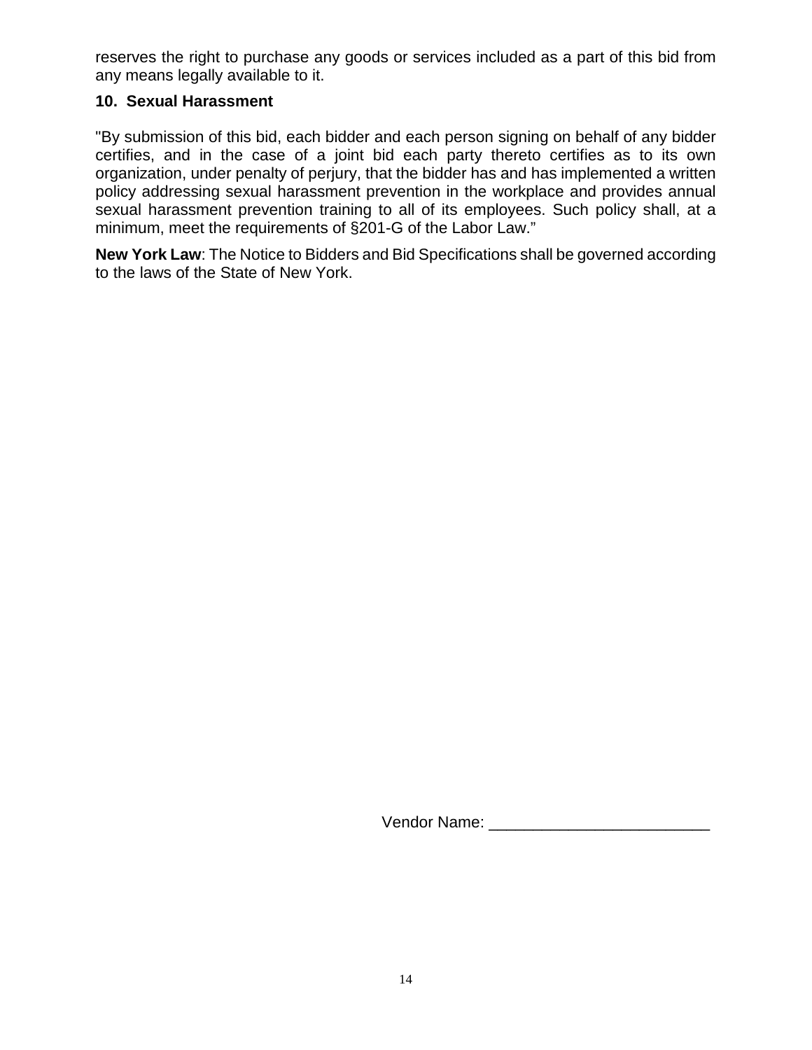reserves the right to purchase any goods or services included as a part of this bid from any means legally available to it.

### 10. Sexual Harassment

"By submission of this bid, each bidder and each person signing on behalf of any bidder certifies, and in the case of a joint bid each party thereto certifies as to its own organization, under penalty of perjury, that the bidder has and has implemented a written policy addressing sexual harassment prevention in the workplace and provides annual sexual harassment prevention training to all of its employees. Such policy shall, at a minimum, meet the requirements of §201-G of the Labor Law."

**New York Law**: The Notice to Bidders and Bid Specifications shall be governed according to the laws of the State of New York.

Vendor Name: _________________________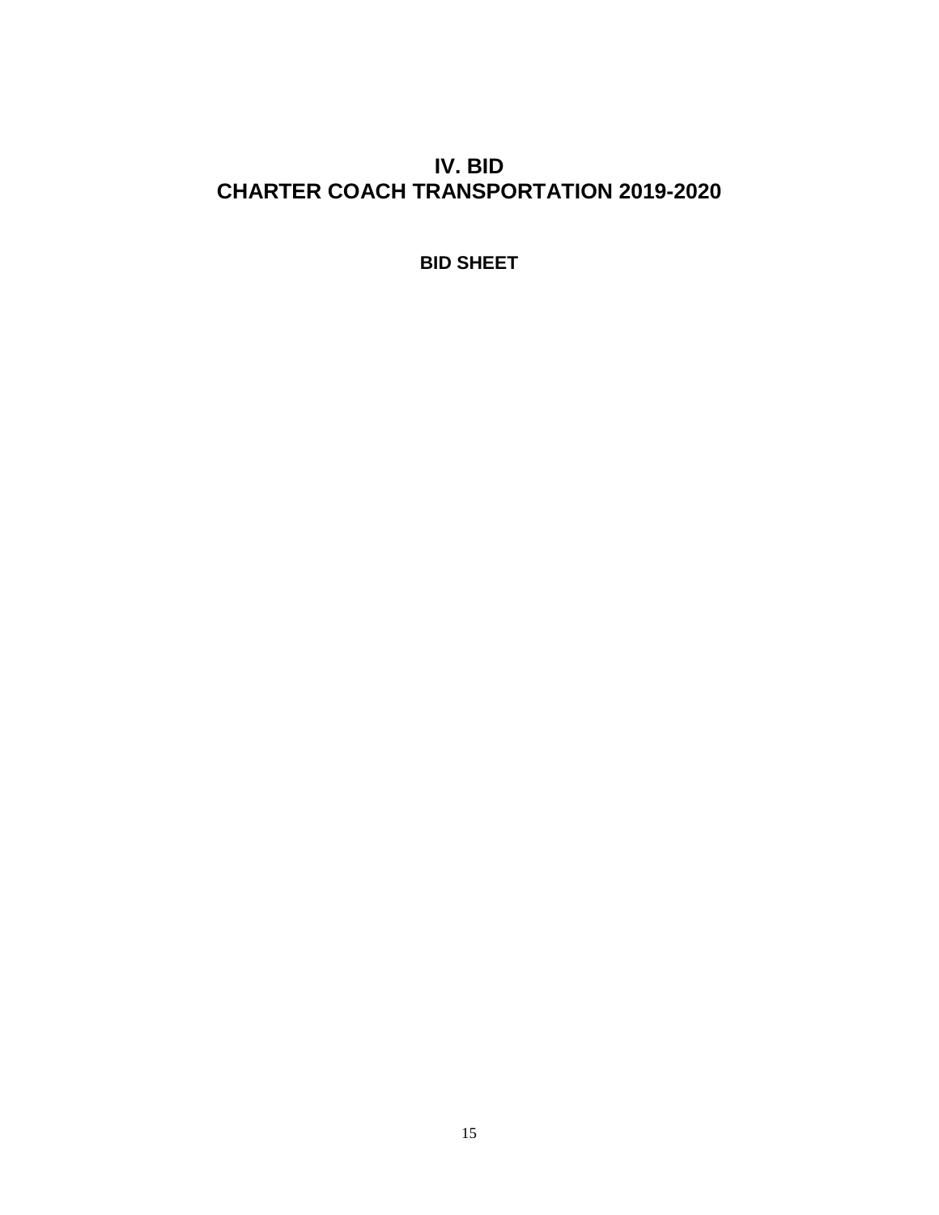# IV. BID
# CHARTER COACH TRANSPORTATION 2019-2020

**BID SHEET**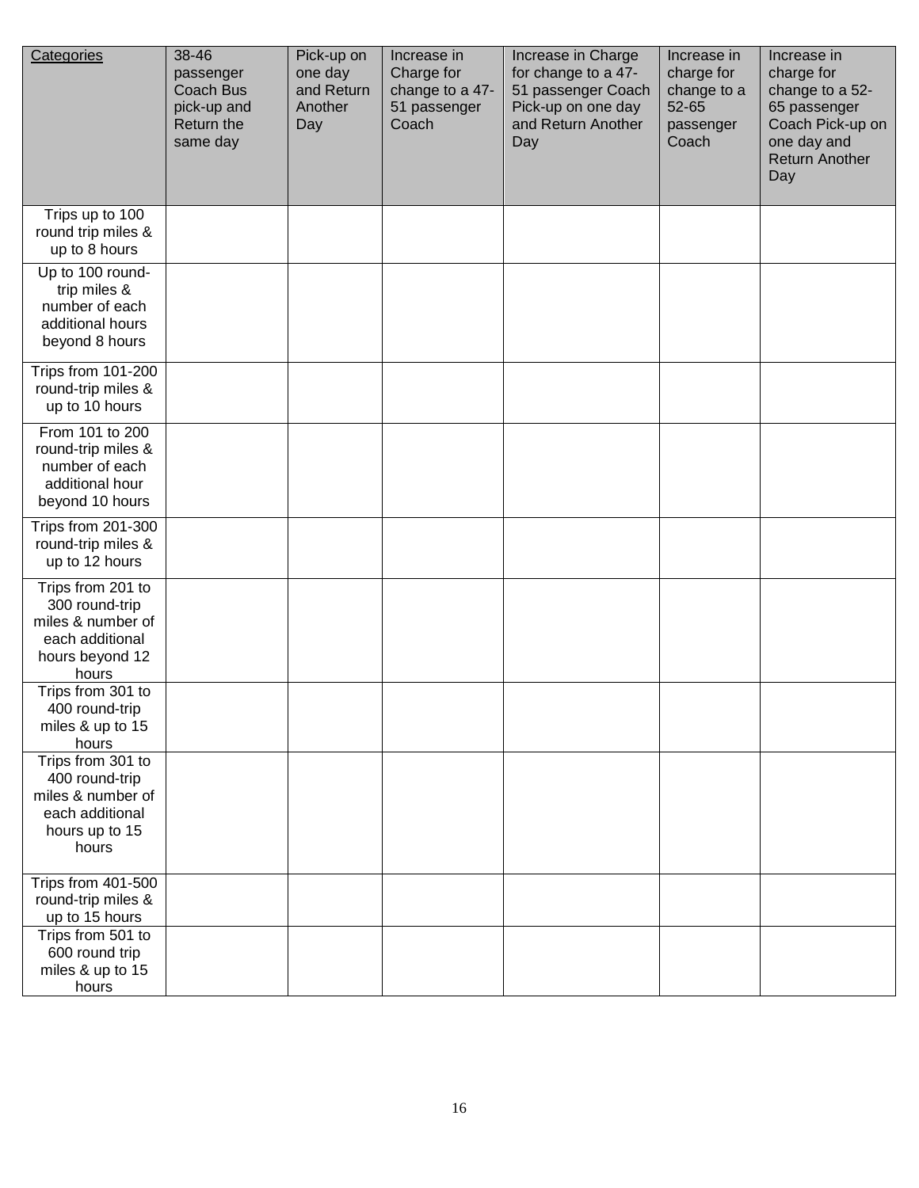| Categories | 38-46 passenger Coach Bus pick-up and Return the same day | Pick-up on one day and Return Another Day | Increase in Charge for change to a 47-51 passenger Coach | Increase in Charge for change to a 47-51 passenger Coach Pick-up on one day and Return Another Day | Increase in charge for change to a 52-65 passenger Coach | Increase in charge for change to a 52-65 passenger Coach Pick-up on one day and Return Another Day |
|---|---|---|---|---|---|---|
| Trips up to 100 round trip miles & up to 8 hours | | | | | | |
| Up to 100 round-trip miles & number of each additional hours beyond 8 hours | | | | | | |
| Trips from 101-200 round-trip miles & up to 10 hours | | | | | | |
| From 101 to 200 round-trip miles & number of each additional hour beyond 10 hours | | | | | | |
| Trips from 201-300 round-trip miles & up to 12 hours | | | | | | |
| Trips from 201 to 300 round-trip miles & number of each additional hours beyond 12 hours | | | | | | |
| Trips from 301 to 400 round-trip miles & up to 15 hours | | | | | | |
| Trips from 301 to 400 round-trip miles & number of each additional hours up to 15 hours | | | | | | |
| Trips from 401-500 round-trip miles & up to 15 hours | | | | | | |
| Trips from 501 to 600 round trip miles & up to 15 hours | | | | | | |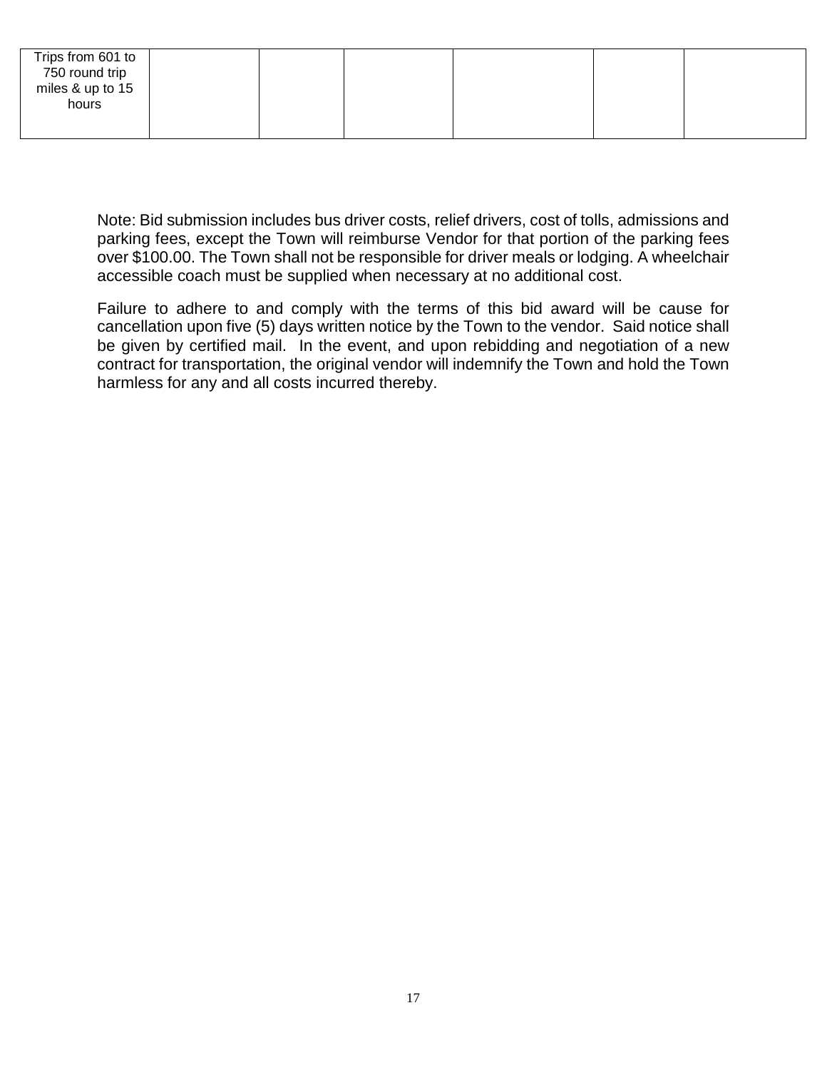| Trips from 601 to 750 round trip miles & up to 15 hours | | | | | | |
|---|---|---|---|---|---|---|

Note: Bid submission includes bus driver costs, relief drivers, cost of tolls, admissions and parking fees, except the Town will reimburse Vendor for that portion of the parking fees over $100.00. The Town shall not be responsible for driver meals or lodging. A wheelchair accessible coach must be supplied when necessary at no additional cost.

Failure to adhere to and comply with the terms of this bid award will be cause for cancellation upon five (5) days written notice by the Town to the vendor. Said notice shall be given by certified mail. In the event, and upon rebidding and negotiation of a new contract for transportation, the original vendor will indemnify the Town and hold the Town harmless for any and all costs incurred thereby.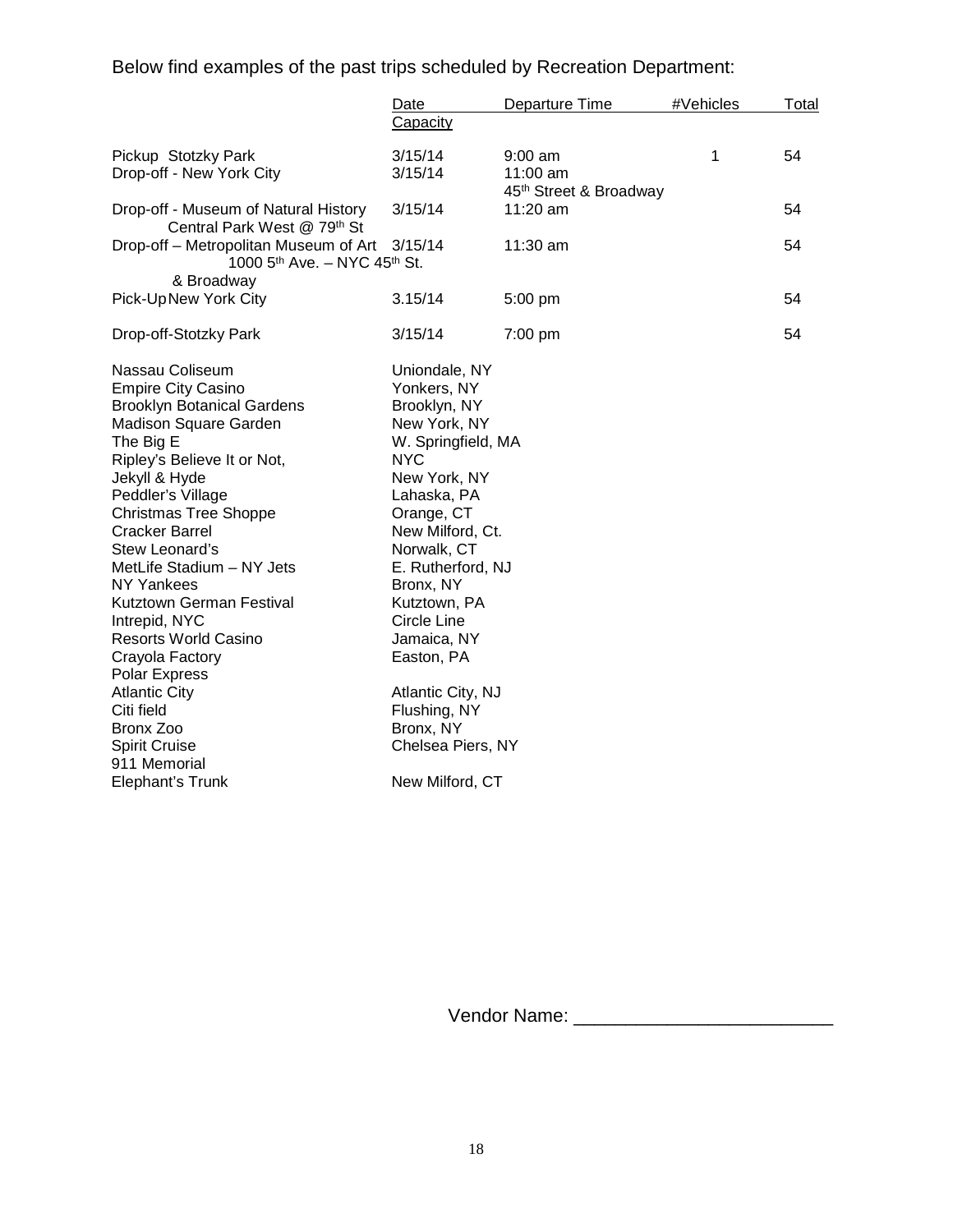Below find examples of the past trips scheduled by Recreation Department:

| | Date | Departure Time | #Vehicles | Total Capacity |
|---|---|---|---|---|
| Pickup Stotzky Park | 3/15/14 | 9:00 am | 1 | 54 |
| Drop-off - New York City | 3/15/14 | 11:00 am<br>45th Street & Broadway | | |
| Drop-off - Museum of Natural History<br>Central Park West @ 79th St | 3/15/14 | 11:20 am | | 54 |
| Drop-off – Metropolitan Museum of Art<br>1000 5th Ave. – NYC 45th St. & Broadway | 3/15/14 | 11:30 am | | 54 |
| Pick-Up New York City | 3.15/14 | 5:00 pm | | 54 |
| Drop-off-Stotzky Park | 3/15/14 | 7:00 pm | | 54 |

| | |
|---|---|
| Nassau Coliseum | Uniondale, NY |
| Empire City Casino | Yonkers, NY |
| Brooklyn Botanical Gardens | Brooklyn, NY |
| Madison Square Garden | New York, NY |
| The Big E | W. Springfield, MA |
| Ripley's Believe It or Not, | NYC |
| Jekyll & Hyde | New York, NY |
| Peddler's Village | Lahaska, PA |
| Christmas Tree Shoppe | Orange, CT |
| Cracker Barrel | New Milford, Ct. |
| Stew Leonard's | Norwalk, CT |
| MetLife Stadium – NY Jets | E. Rutherford, NJ |
| NY Yankees | Bronx, NY |
| Kutztown German Festival | Kutztown, PA |
| Intrepid, NYC | Circle Line |
| Resorts World Casino | Jamaica, NY |
| Crayola Factory | Easton, PA |
| Polar Express | |
| Atlantic City | Atlantic City, NJ |
| Citi field | Flushing, NY |
| Bronx Zoo | Bronx, NY |
| Spirit Cruise | Chelsea Piers, NY |
| 911 Memorial | |
| Elephant's Trunk | New Milford, CT |

Vendor Name: ________________________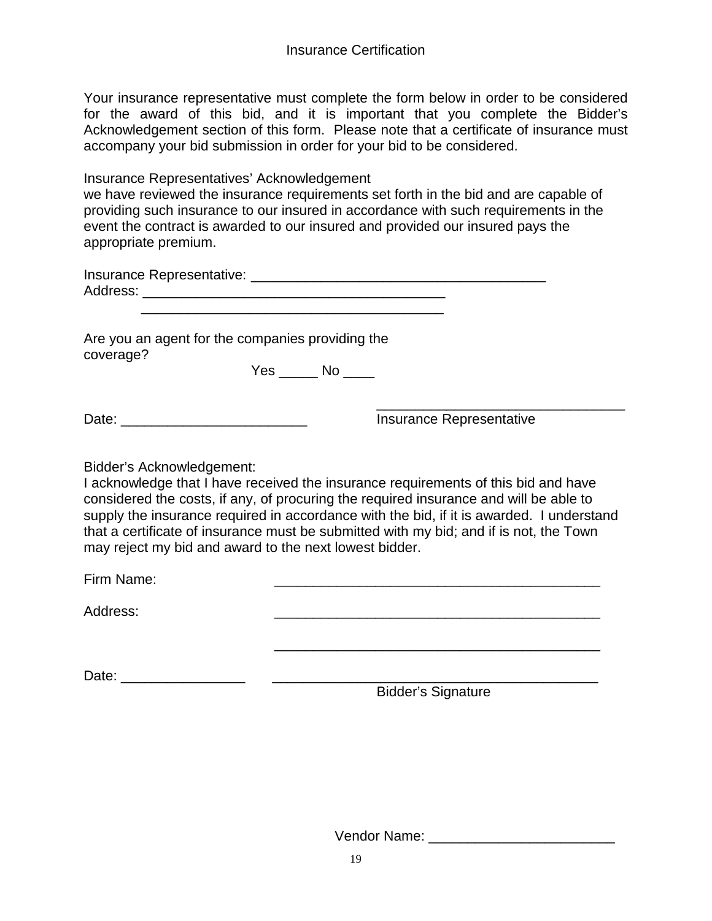# Insurance Certification

Your insurance representative must complete the form below in order to be considered for the award of this bid, and it is important that you complete the Bidder's Acknowledgement section of this form. Please note that a certificate of insurance must accompany your bid submission in order for your bid to be considered.

Insurance Representatives' Acknowledgement
we have reviewed the insurance requirements set forth in the bid and are capable of providing such insurance to our insured in accordance with such requirements in the event the contract is awarded to our insured and provided our insured pays the appropriate premium.

Insurance Representative: _______________________________________
Address: ________________________________________
________________________________________

Are you an agent for the companies providing the coverage?

Yes _____ No ____

Date: ________________________ _________________________________
Insurance Representative

Bidder's Acknowledgement:
I acknowledge that I have received the insurance requirements of this bid and have considered the costs, if any, of procuring the required insurance and will be able to supply the insurance required in accordance with the bid, if it is awarded. I understand that a certificate of insurance must be submitted with my bid; and if is not, the Town may reject my bid and award to the next lowest bidder.

Firm Name: ___________________________________________

Address: ___________________________________________

___________________________________________

Date: ________________ ___________________________________________
Bidder's Signature

Vendor Name: ________________________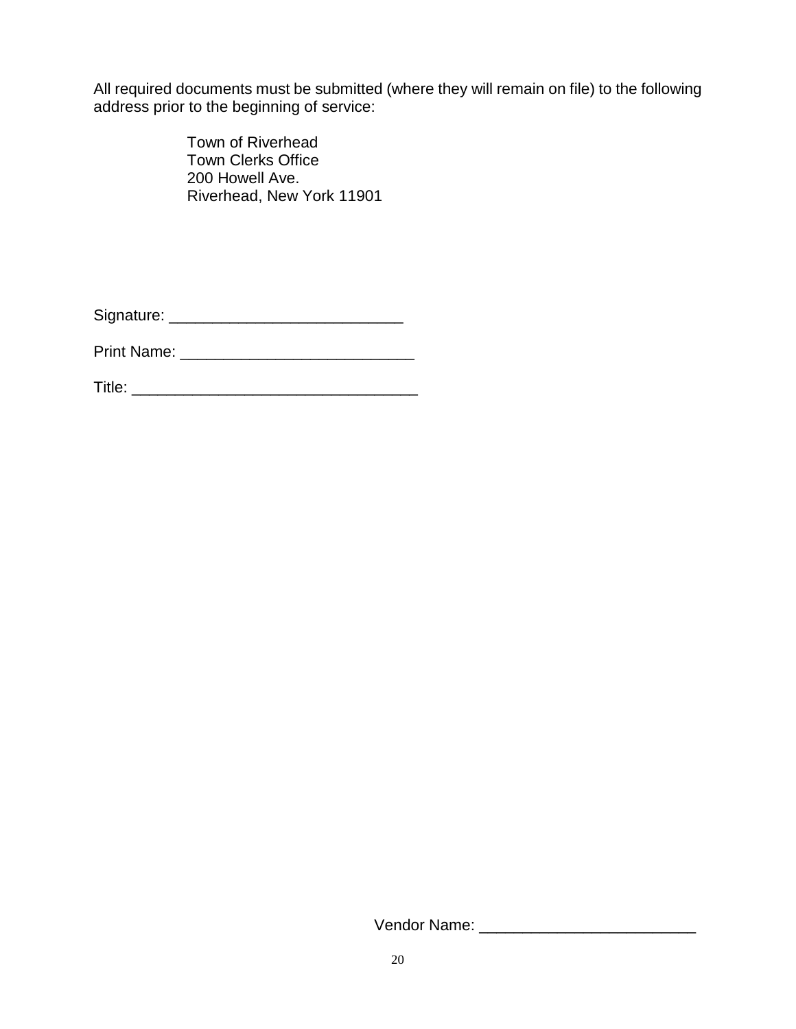All required documents must be submitted (where they will remain on file) to the following address prior to the beginning of service:

> Town of Riverhead  
> Town Clerks Office  
> 200 Howell Ave.  
> Riverhead, New York 11901

Signature: ___________________________

Print Name: ___________________________

Title: _________________________________

Vendor Name: _________________________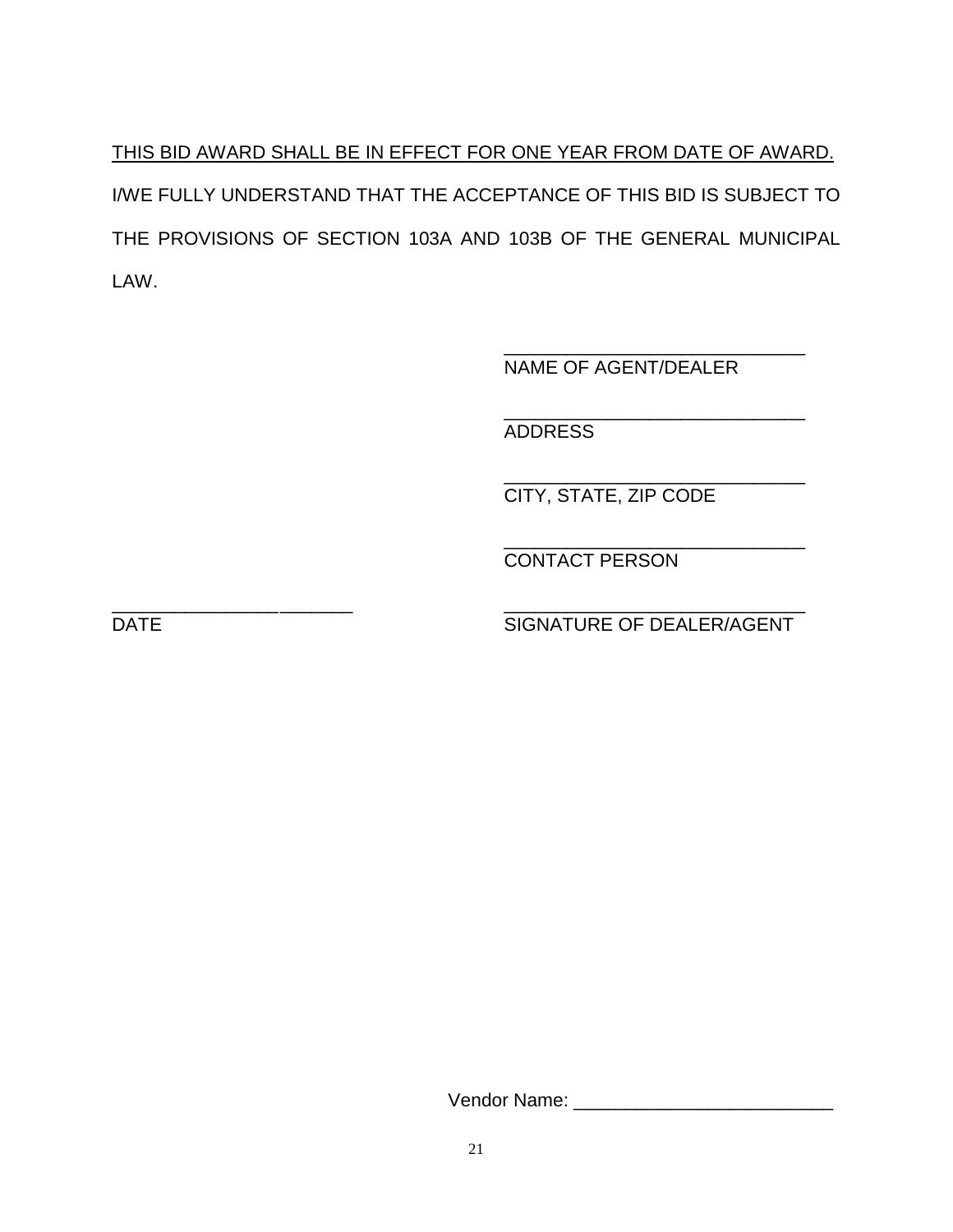<u>THIS BID AWARD SHALL BE IN EFFECT FOR ONE YEAR FROM DATE OF AWARD.</u>

I/WE FULLY UNDERSTAND THAT THE ACCEPTANCE OF THIS BID IS SUBJECT TO THE PROVISIONS OF SECTION 103A AND 103B OF THE GENERAL MUNICIPAL LAW.

______________________________
NAME OF AGENT/DEALER

______________________________
ADDRESS

______________________________
CITY, STATE, ZIP CODE

______________________________
CONTACT PERSON

________________________
DATE

______________________________
SIGNATURE OF DEALER/AGENT

Vendor Name: __________________________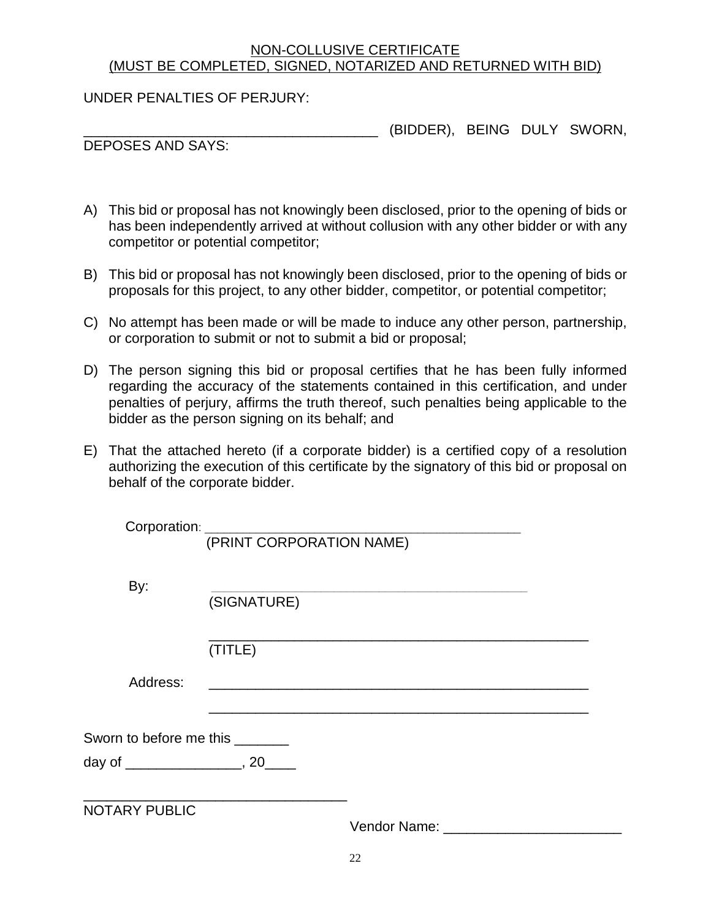NON-COLLUSIVE CERTIFICATE
(MUST BE COMPLETED, SIGNED, NOTARIZED AND RETURNED WITH BID)

UNDER PENALTIES OF PERJURY:

_____________________________________ (BIDDER), BEING DULY SWORN, DEPOSES AND SAYS:

A) This bid or proposal has not knowingly been disclosed, prior to the opening of bids or has been independently arrived at without collusion with any other bidder or with any competitor or potential competitor;

B) This bid or proposal has not knowingly been disclosed, prior to the opening of bids or proposals for this project, to any other bidder, competitor, or potential competitor;

C) No attempt has been made or will be made to induce any other person, partnership, or corporation to submit or not to submit a bid or proposal;

D) The person signing this bid or proposal certifies that he has been fully informed regarding the accuracy of the statements contained in this certification, and under penalties of perjury, affirms the truth thereof, such penalties being applicable to the bidder as the person signing on its behalf; and

E) That the attached hereto (if a corporate bidder) is a certified copy of a resolution authorizing the execution of this certificate by the signatory of this bid or proposal on behalf of the corporate bidder.

Corporation: _____________________________________________
(PRINT CORPORATION NAME)

By: _____________________________________________
(SIGNATURE)

_____________________________________________
(TITLE)

Address: _____________________________________________

_____________________________________________

Sworn to before me this _______

day of _______________, 20____

_________________________________
NOTARY PUBLIC

Vendor Name: _______________________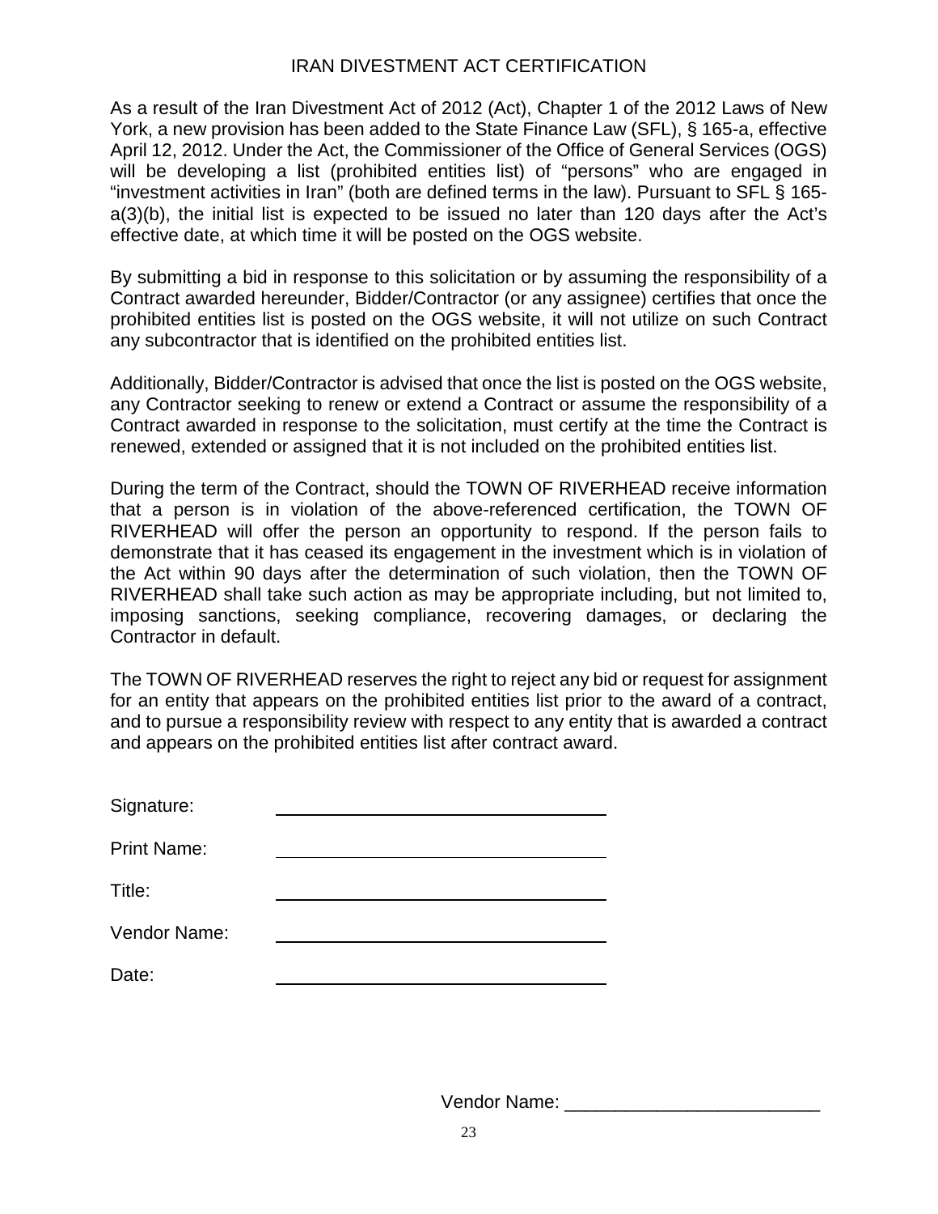# IRAN DIVESTMENT ACT CERTIFICATION

As a result of the Iran Divestment Act of 2012 (Act), Chapter 1 of the 2012 Laws of New York, a new provision has been added to the State Finance Law (SFL), § 165-a, effective April 12, 2012. Under the Act, the Commissioner of the Office of General Services (OGS) will be developing a list (prohibited entities list) of "persons" who are engaged in "investment activities in Iran" (both are defined terms in the law). Pursuant to SFL § 165-a(3)(b), the initial list is expected to be issued no later than 120 days after the Act's effective date, at which time it will be posted on the OGS website.

By submitting a bid in response to this solicitation or by assuming the responsibility of a Contract awarded hereunder, Bidder/Contractor (or any assignee) certifies that once the prohibited entities list is posted on the OGS website, it will not utilize on such Contract any subcontractor that is identified on the prohibited entities list.

Additionally, Bidder/Contractor is advised that once the list is posted on the OGS website, any Contractor seeking to renew or extend a Contract or assume the responsibility of a Contract awarded in response to the solicitation, must certify at the time the Contract is renewed, extended or assigned that it is not included on the prohibited entities list.

During the term of the Contract, should the TOWN OF RIVERHEAD receive information that a person is in violation of the above-referenced certification, the TOWN OF RIVERHEAD will offer the person an opportunity to respond. If the person fails to demonstrate that it has ceased its engagement in the investment which is in violation of the Act within 90 days after the determination of such violation, then the TOWN OF RIVERHEAD shall take such action as may be appropriate including, but not limited to, imposing sanctions, seeking compliance, recovering damages, or declaring the Contractor in default.

The TOWN OF RIVERHEAD reserves the right to reject any bid or request for assignment for an entity that appears on the prohibited entities list prior to the award of a contract, and to pursue a responsibility review with respect to any entity that is awarded a contract and appears on the prohibited entities list after contract award.

Signature: ___________________________

Print Name: ___________________________

Title: ___________________________

Vendor Name: ___________________________

Date: ___________________________

Vendor Name: ___________________________